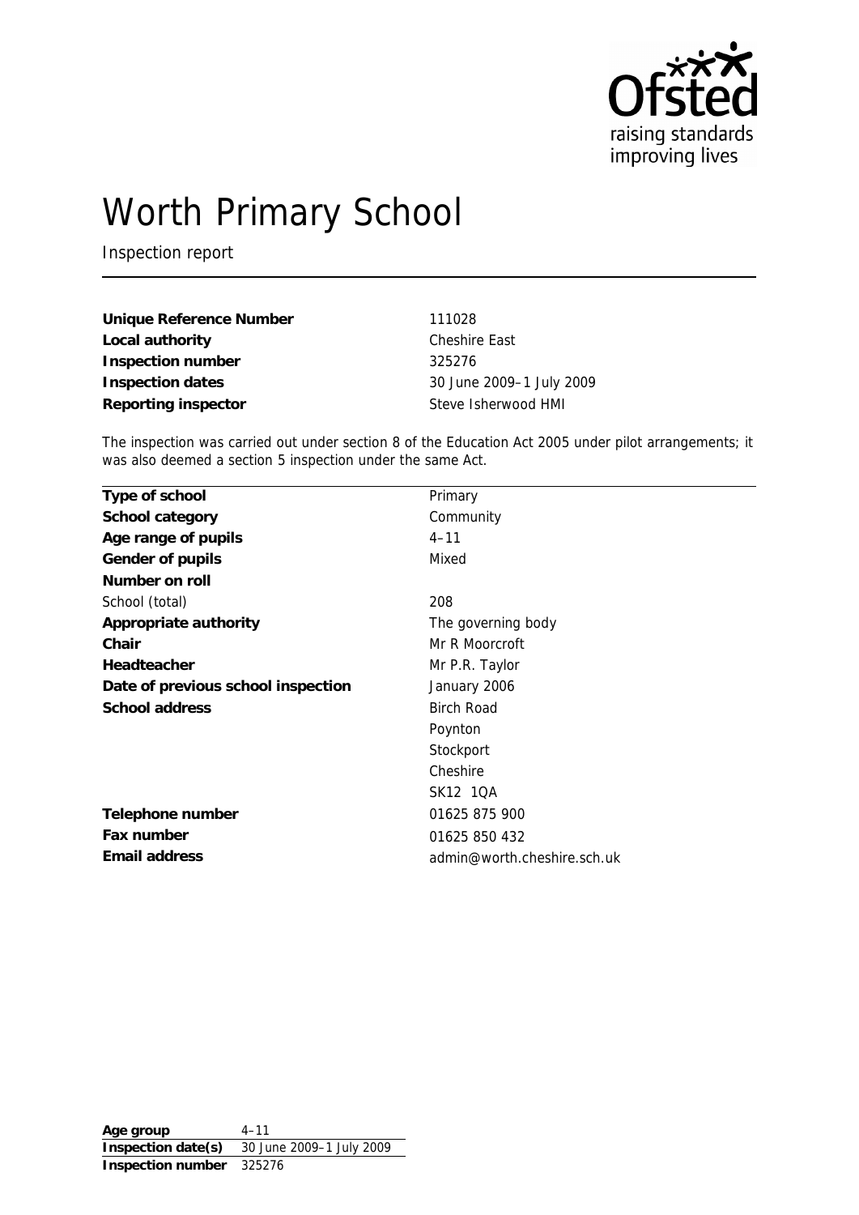Ofsted
raising standards
improving lives

# Worth Primary School

Inspection report

| | |
|---|---|
| **Unique Reference Number** | 111028 |
| **Local authority** | Cheshire East |
| **Inspection number** | 325276 |
| **Inspection dates** | 30 June 2009–1 July 2009 |
| **Reporting inspector** | Steve Isherwood HMI |

The inspection was carried out under section 8 of the Education Act 2005 under pilot arrangements; it was also deemed a section 5 inspection under the same Act.

| | |
|---|---|
| **Type of school** | Primary |
| **School category** | Community |
| **Age range of pupils** | 4–11 |
| **Gender of pupils** | Mixed |
| **Number on roll** | |
| School (total) | 208 |
| **Appropriate authority** | The governing body |
| **Chair** | Mr R Moorcroft |
| **Headteacher** | Mr P.R. Taylor |
| **Date of previous school inspection** | January 2006 |
| **School address** | Birch Road<br>Poynton<br>Stockport<br>Cheshire<br>SK12 1QA |
| **Telephone number** | 01625 875 900 |
| **Fax number** | 01625 850 432 |
| **Email address** | admin@worth.cheshire.sch.uk |

| | |
|---|---|
| **Age group** | 4–11 |
| **Inspection date(s)** | 30 June 2009–1 July 2009 |
| **Inspection number** | 325276 |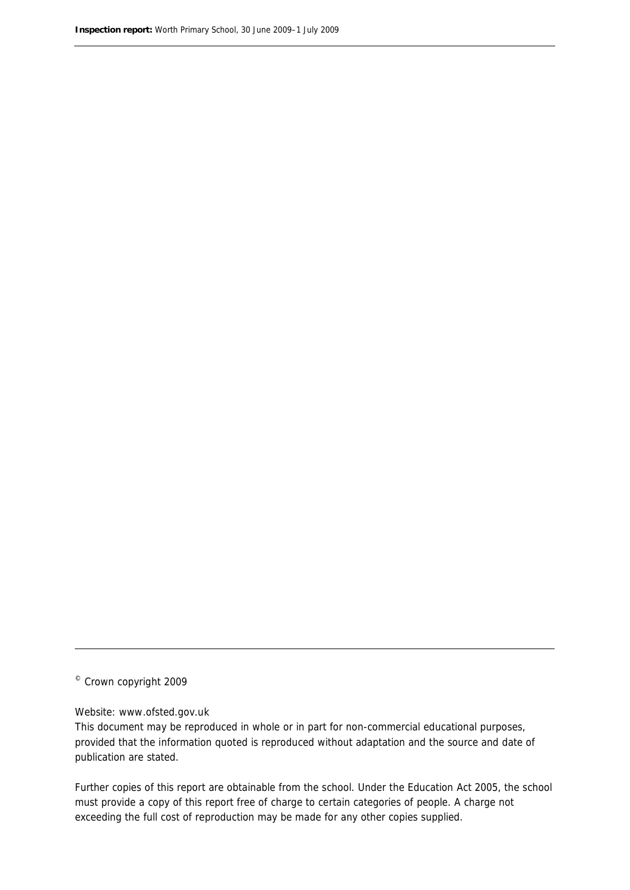© Crown copyright 2009

Website: www.ofsted.gov.uk

This document may be reproduced in whole or in part for non-commercial educational purposes, provided that the information quoted is reproduced without adaptation and the source and date of publication are stated.

Further copies of this report are obtainable from the school. Under the Education Act 2005, the school must provide a copy of this report free of charge to certain categories of people. A charge not exceeding the full cost of reproduction may be made for any other copies supplied.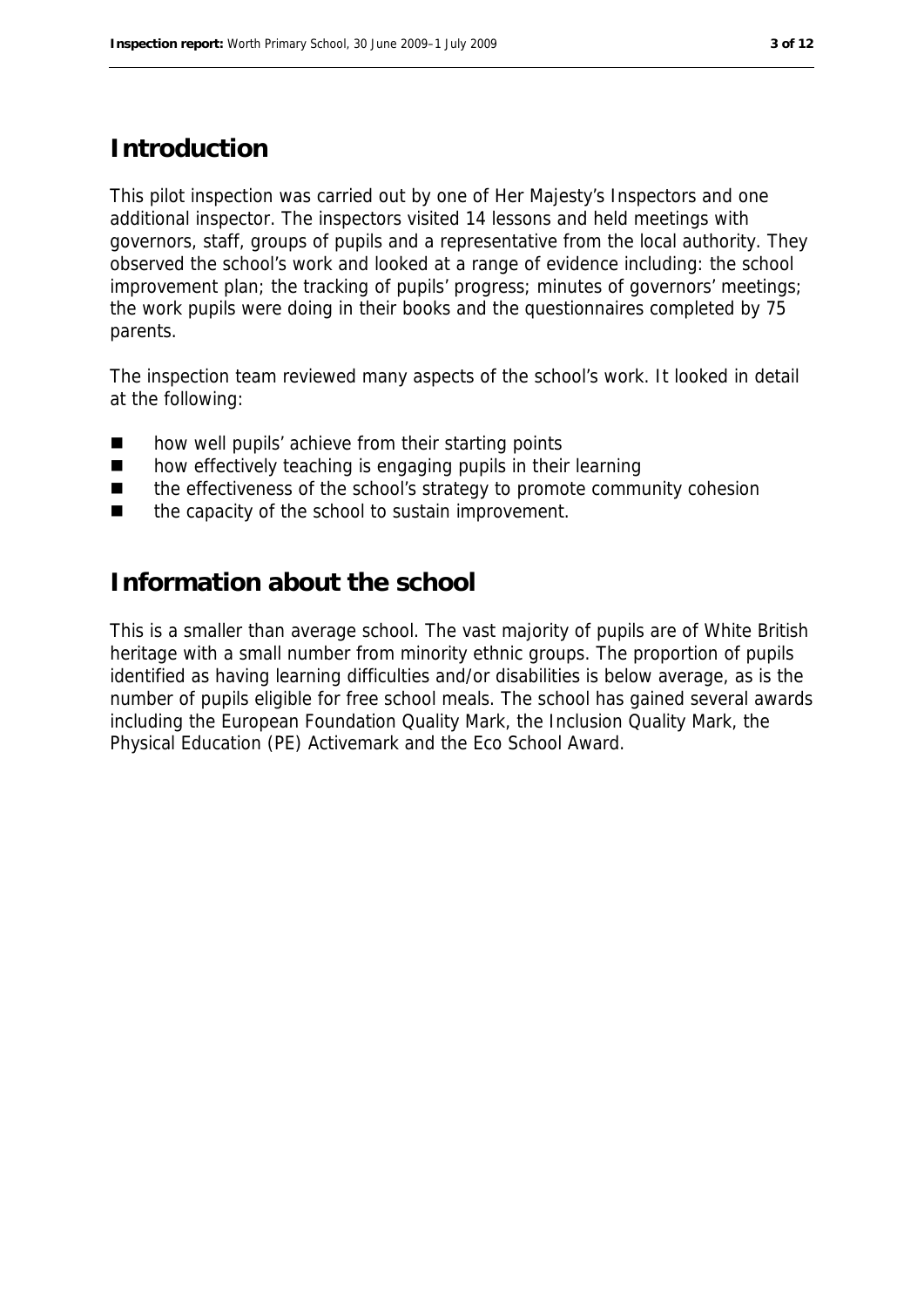## Introduction

This pilot inspection was carried out by one of Her Majesty's Inspectors and one additional inspector. The inspectors visited 14 lessons and held meetings with governors, staff, groups of pupils and a representative from the local authority. They observed the school's work and looked at a range of evidence including: the school improvement plan; the tracking of pupils' progress; minutes of governors' meetings; the work pupils were doing in their books and the questionnaires completed by 75 parents.

The inspection team reviewed many aspects of the school's work. It looked in detail at the following:

- how well pupils' achieve from their starting points
- how effectively teaching is engaging pupils in their learning
- the effectiveness of the school's strategy to promote community cohesion
- the capacity of the school to sustain improvement.

## Information about the school

This is a smaller than average school. The vast majority of pupils are of White British heritage with a small number from minority ethnic groups. The proportion of pupils identified as having learning difficulties and/or disabilities is below average, as is the number of pupils eligible for free school meals. The school has gained several awards including the European Foundation Quality Mark, the Inclusion Quality Mark, the Physical Education (PE) Activemark and the Eco School Award.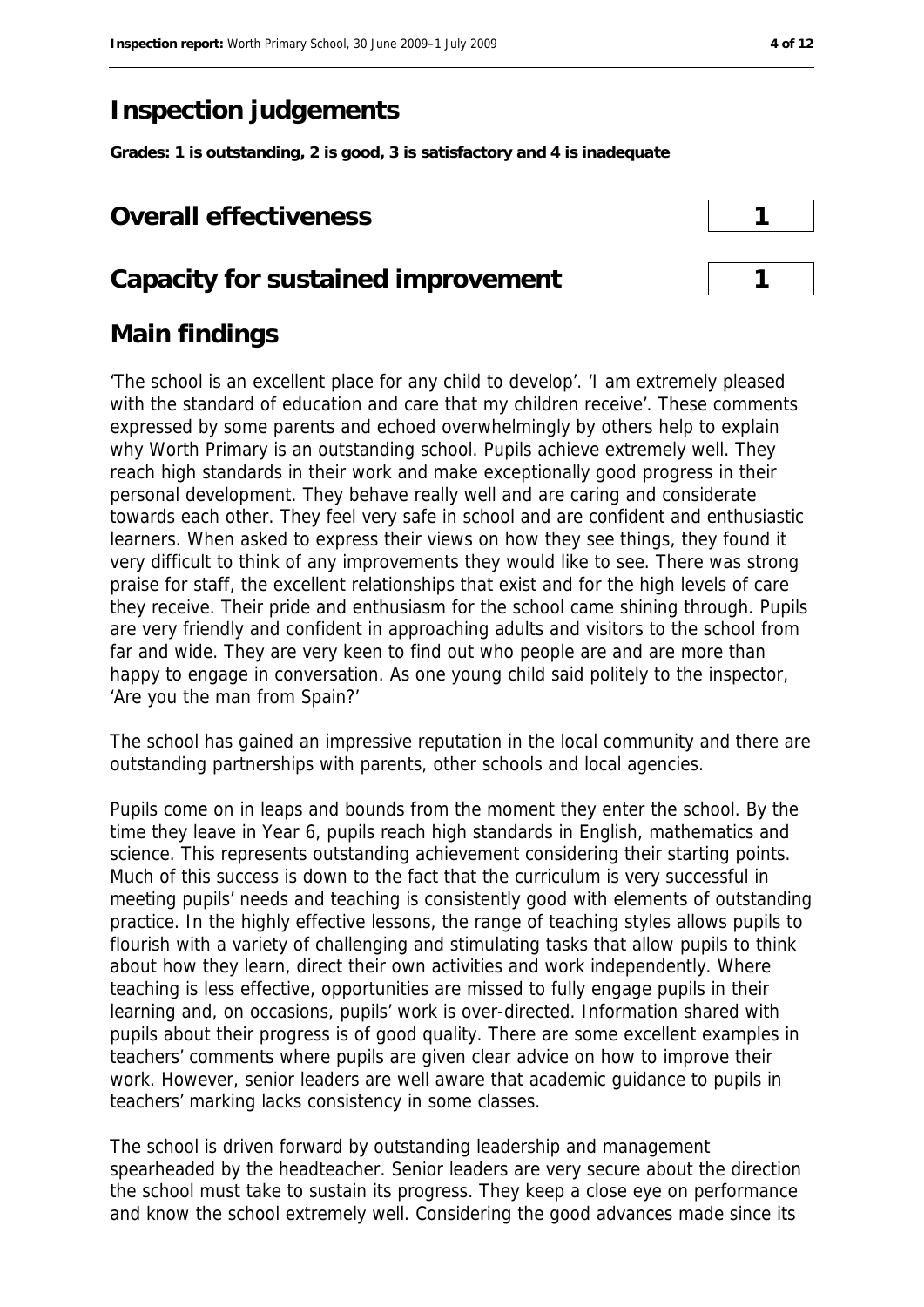# Inspection judgements

**Grades: 1 is outstanding, 2 is good, 3 is satisfactory and 4 is inadequate**

## Overall effectiveness — 1

## Capacity for sustained improvement — 1

## Main findings

'The school is an excellent place for any child to develop'. 'I am extremely pleased with the standard of education and care that my children receive'. These comments expressed by some parents and echoed overwhelmingly by others help to explain why Worth Primary is an outstanding school. Pupils achieve extremely well. They reach high standards in their work and make exceptionally good progress in their personal development. They behave really well and are caring and considerate towards each other. They feel very safe in school and are confident and enthusiastic learners. When asked to express their views on how they see things, they found it very difficult to think of any improvements they would like to see. There was strong praise for staff, the excellent relationships that exist and for the high levels of care they receive. Their pride and enthusiasm for the school came shining through. Pupils are very friendly and confident in approaching adults and visitors to the school from far and wide. They are very keen to find out who people are and are more than happy to engage in conversation. As one young child said politely to the inspector, 'Are you the man from Spain?'

The school has gained an impressive reputation in the local community and there are outstanding partnerships with parents, other schools and local agencies.

Pupils come on in leaps and bounds from the moment they enter the school. By the time they leave in Year 6, pupils reach high standards in English, mathematics and science. This represents outstanding achievement considering their starting points. Much of this success is down to the fact that the curriculum is very successful in meeting pupils' needs and teaching is consistently good with elements of outstanding practice. In the highly effective lessons, the range of teaching styles allows pupils to flourish with a variety of challenging and stimulating tasks that allow pupils to think about how they learn, direct their own activities and work independently. Where teaching is less effective, opportunities are missed to fully engage pupils in their learning and, on occasions, pupils' work is over-directed. Information shared with pupils about their progress is of good quality. There are some excellent examples in teachers' comments where pupils are given clear advice on how to improve their work. However, senior leaders are well aware that academic guidance to pupils in teachers' marking lacks consistency in some classes.

The school is driven forward by outstanding leadership and management spearheaded by the headteacher. Senior leaders are very secure about the direction the school must take to sustain its progress. They keep a close eye on performance and know the school extremely well. Considering the good advances made since its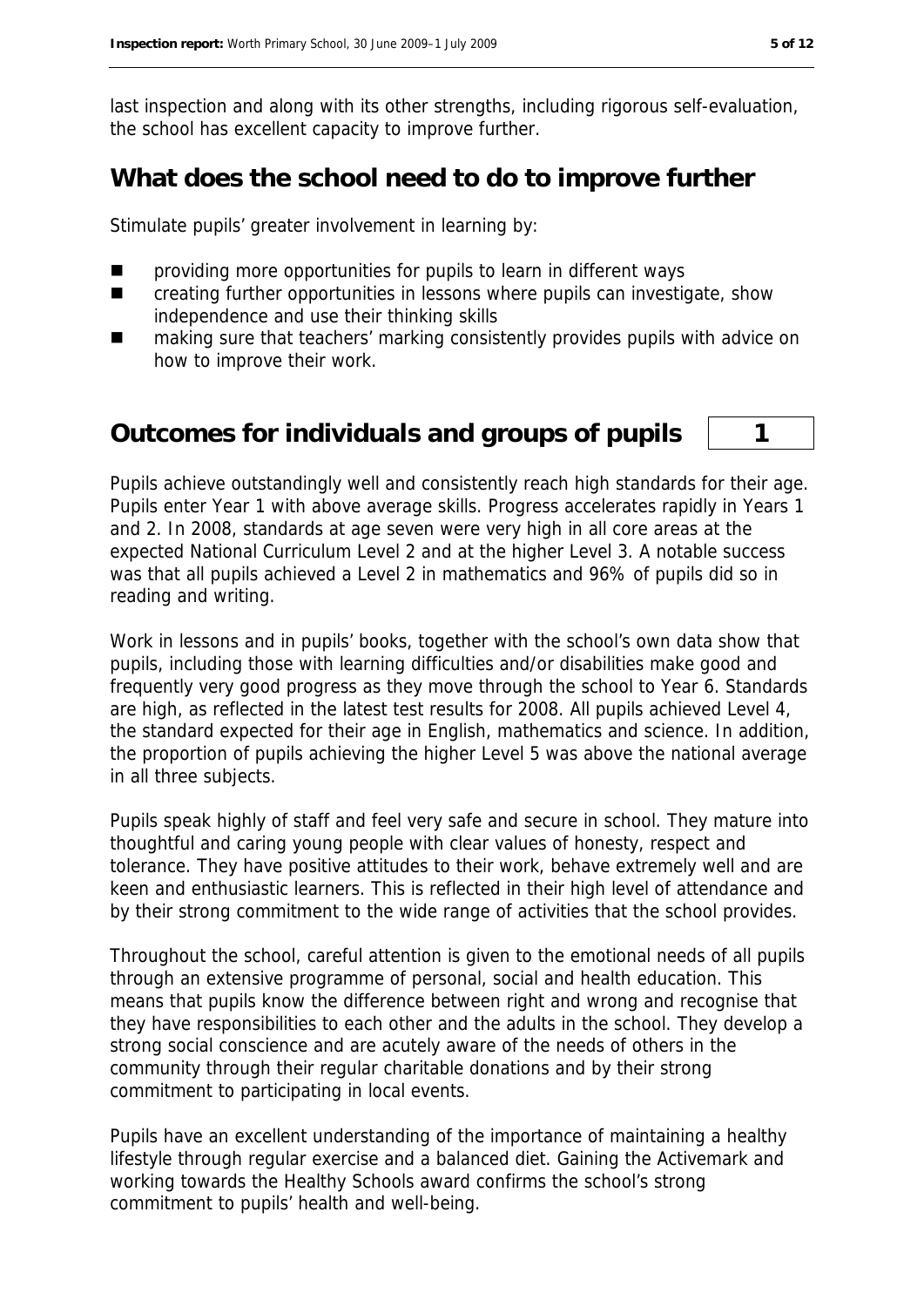last inspection and along with its other strengths, including rigorous self-evaluation, the school has excellent capacity to improve further.

## What does the school need to do to improve further

Stimulate pupils' greater involvement in learning by:

- providing more opportunities for pupils to learn in different ways
- creating further opportunities in lessons where pupils can investigate, show independence and use their thinking skills
- making sure that teachers' marking consistently provides pupils with advice on how to improve their work.

## Outcomes for individuals and groups of pupils — 1

Pupils achieve outstandingly well and consistently reach high standards for their age. Pupils enter Year 1 with above average skills. Progress accelerates rapidly in Years 1 and 2. In 2008, standards at age seven were very high in all core areas at the expected National Curriculum Level 2 and at the higher Level 3. A notable success was that all pupils achieved a Level 2 in mathematics and 96% of pupils did so in reading and writing.

Work in lessons and in pupils' books, together with the school's own data show that pupils, including those with learning difficulties and/or disabilities make good and frequently very good progress as they move through the school to Year 6. Standards are high, as reflected in the latest test results for 2008. All pupils achieved Level 4, the standard expected for their age in English, mathematics and science. In addition, the proportion of pupils achieving the higher Level 5 was above the national average in all three subjects.

Pupils speak highly of staff and feel very safe and secure in school. They mature into thoughtful and caring young people with clear values of honesty, respect and tolerance. They have positive attitudes to their work, behave extremely well and are keen and enthusiastic learners. This is reflected in their high level of attendance and by their strong commitment to the wide range of activities that the school provides.

Throughout the school, careful attention is given to the emotional needs of all pupils through an extensive programme of personal, social and health education. This means that pupils know the difference between right and wrong and recognise that they have responsibilities to each other and the adults in the school. They develop a strong social conscience and are acutely aware of the needs of others in the community through their regular charitable donations and by their strong commitment to participating in local events.

Pupils have an excellent understanding of the importance of maintaining a healthy lifestyle through regular exercise and a balanced diet. Gaining the Activemark and working towards the Healthy Schools award confirms the school's strong commitment to pupils' health and well-being.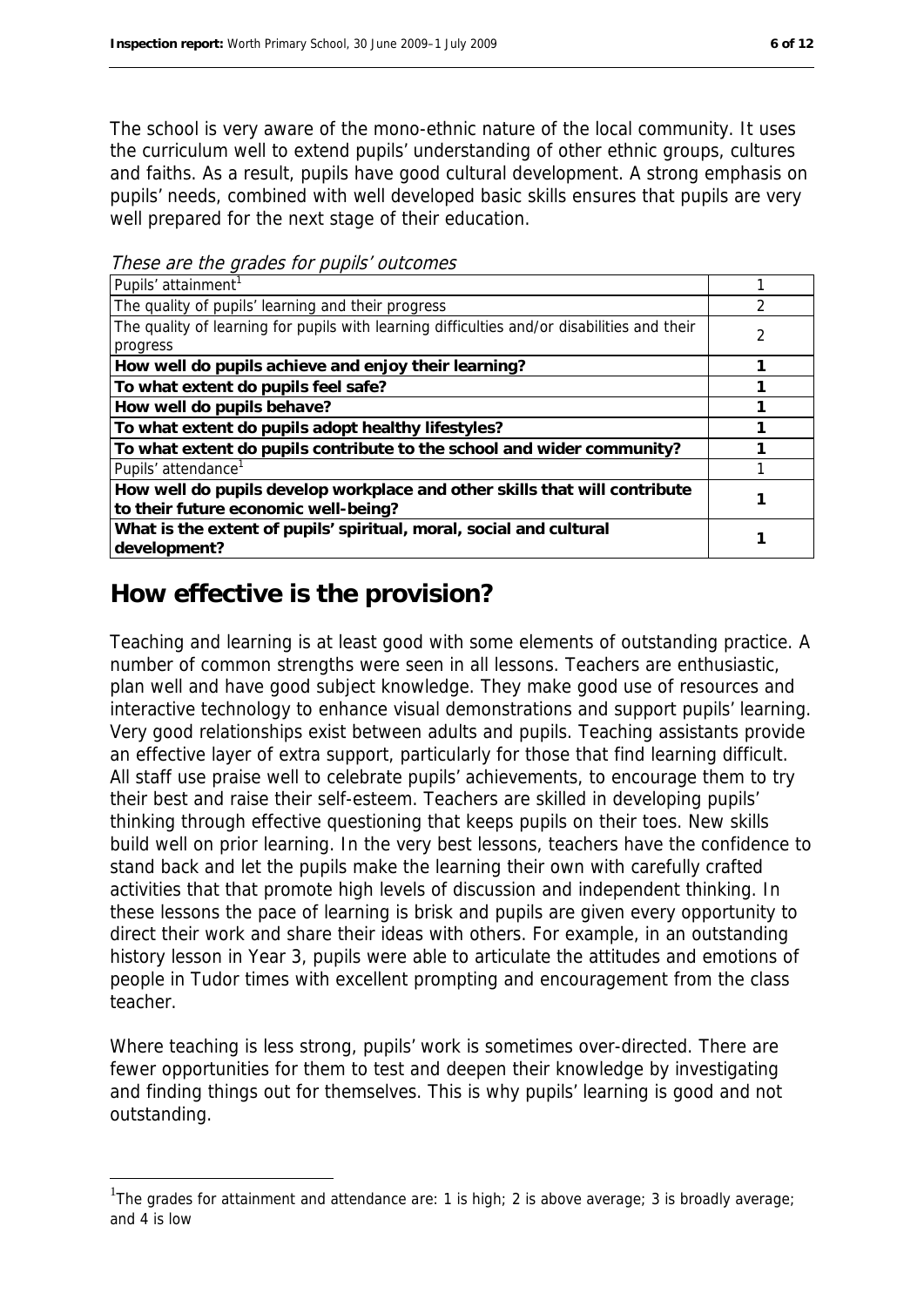The school is very aware of the mono-ethnic nature of the local community. It uses the curriculum well to extend pupils' understanding of other ethnic groups, cultures and faiths. As a result, pupils have good cultural development. A strong emphasis on pupils' needs, combined with well developed basic skills ensures that pupils are very well prepared for the next stage of their education.

*These are the grades for pupils' outcomes*

| | |
|---|---|
| Pupils' attainment[1] | 1 |
| The quality of pupils' learning and their progress | 2 |
| The quality of learning for pupils with learning difficulties and/or disabilities and their progress | 2 |
| **How well do pupils achieve and enjoy their learning?** | **1** |
| **To what extent do pupils feel safe?** | **1** |
| **How well do pupils behave?** | **1** |
| **To what extent do pupils adopt healthy lifestyles?** | **1** |
| **To what extent do pupils contribute to the school and wider community?** | **1** |
| Pupils' attendance[1] | 1 |
| **How well do pupils develop workplace and other skills that will contribute to their future economic well-being?** | **1** |
| **What is the extent of pupils' spiritual, moral, social and cultural development?** | **1** |

## How effective is the provision?

Teaching and learning is at least good with some elements of outstanding practice. A number of common strengths were seen in all lessons. Teachers are enthusiastic, plan well and have good subject knowledge. They make good use of resources and interactive technology to enhance visual demonstrations and support pupils' learning. Very good relationships exist between adults and pupils. Teaching assistants provide an effective layer of extra support, particularly for those that find learning difficult. All staff use praise well to celebrate pupils' achievements, to encourage them to try their best and raise their self-esteem. Teachers are skilled in developing pupils' thinking through effective questioning that keeps pupils on their toes. New skills build well on prior learning. In the very best lessons, teachers have the confidence to stand back and let the pupils make the learning their own with carefully crafted activities that that promote high levels of discussion and independent thinking. In these lessons the pace of learning is brisk and pupils are given every opportunity to direct their work and share their ideas with others. For example, in an outstanding history lesson in Year 3, pupils were able to articulate the attitudes and emotions of people in Tudor times with excellent prompting and encouragement from the class teacher.

Where teaching is less strong, pupils' work is sometimes over-directed. There are fewer opportunities for them to test and deepen their knowledge by investigating and finding things out for themselves. This is why pupils' learning is good and not outstanding.

---

[1] The grades for attainment and attendance are: 1 is high; 2 is above average; 3 is broadly average; and 4 is low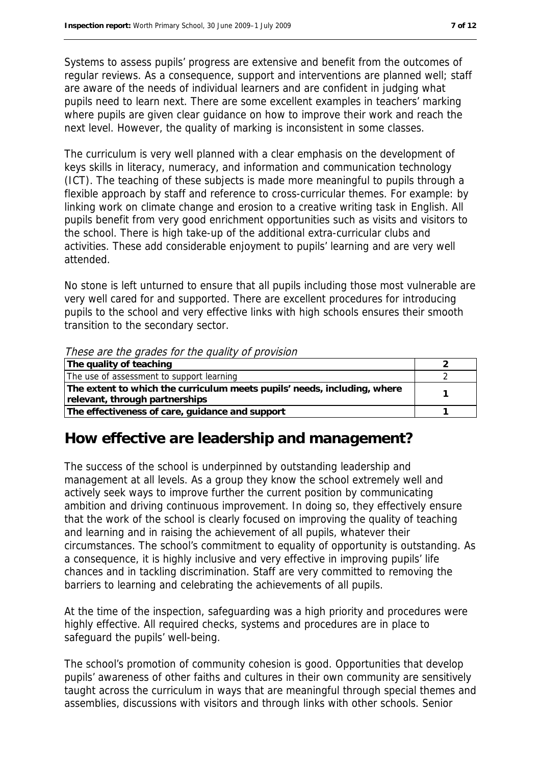Systems to assess pupils' progress are extensive and benefit from the outcomes of regular reviews. As a consequence, support and interventions are planned well; staff are aware of the needs of individual learners and are confident in judging what pupils need to learn next. There are some excellent examples in teachers' marking where pupils are given clear guidance on how to improve their work and reach the next level. However, the quality of marking is inconsistent in some classes.

The curriculum is very well planned with a clear emphasis on the development of keys skills in literacy, numeracy, and information and communication technology (ICT). The teaching of these subjects is made more meaningful to pupils through a flexible approach by staff and reference to cross-curricular themes. For example: by linking work on climate change and erosion to a creative writing task in English. All pupils benefit from very good enrichment opportunities such as visits and visitors to the school. There is high take-up of the additional extra-curricular clubs and activities. These add considerable enjoyment to pupils' learning and are very well attended.

No stone is left unturned to ensure that all pupils including those most vulnerable are very well cared for and supported. There are excellent procedures for introducing pupils to the school and very effective links with high schools ensures their smooth transition to the secondary sector.

*These are the grades for the quality of provision*

| | |
|---|---|
| **The quality of teaching** | 2 |
| The use of assessment to support learning | 2 |
| **The extent to which the curriculum meets pupils' needs, including, where relevant, through partnerships** | 1 |
| **The effectiveness of care, guidance and support** | 1 |

## How effective are leadership and management?

The success of the school is underpinned by outstanding leadership and management at all levels. As a group they know the school extremely well and actively seek ways to improve further the current position by communicating ambition and driving continuous improvement. In doing so, they effectively ensure that the work of the school is clearly focused on improving the quality of teaching and learning and in raising the achievement of all pupils, whatever their circumstances. The school's commitment to equality of opportunity is outstanding. As a consequence, it is highly inclusive and very effective in improving pupils' life chances and in tackling discrimination. Staff are very committed to removing the barriers to learning and celebrating the achievements of all pupils.

At the time of the inspection, safeguarding was a high priority and procedures were highly effective. All required checks, systems and procedures are in place to safeguard the pupils' well-being.

The school's promotion of community cohesion is good. Opportunities that develop pupils' awareness of other faiths and cultures in their own community are sensitively taught across the curriculum in ways that are meaningful through special themes and assemblies, discussions with visitors and through links with other schools. Senior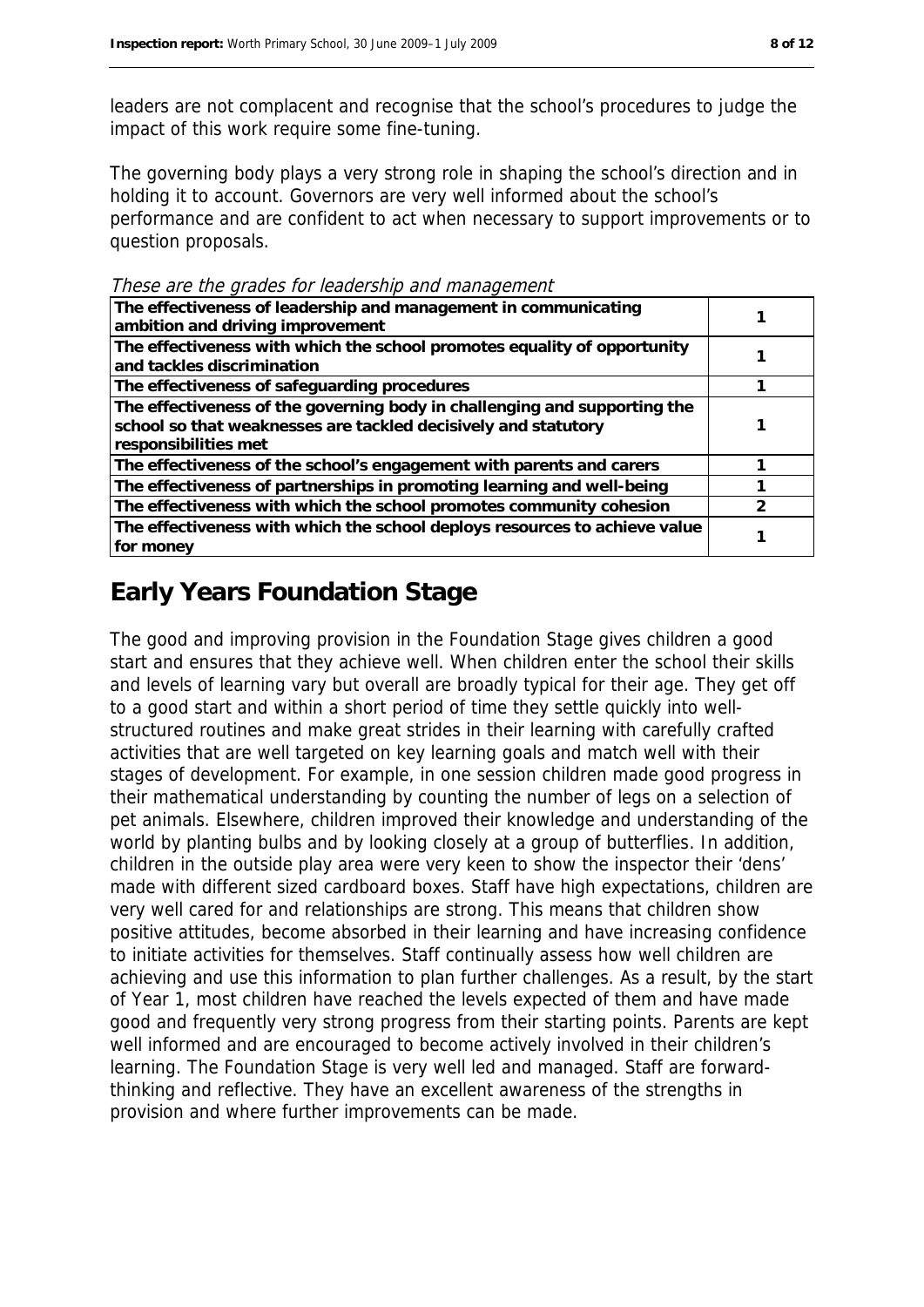leaders are not complacent and recognise that the school's procedures to judge the impact of this work require some fine-tuning.

The governing body plays a very strong role in shaping the school's direction and in holding it to account. Governors are very well informed about the school's performance and are confident to act when necessary to support improvements or to question proposals.

*These are the grades for leadership and management*

| | |
|---|---|
| **The effectiveness of leadership and management in communicating ambition and driving improvement** | 1 |
| **The effectiveness with which the school promotes equality of opportunity and tackles discrimination** | 1 |
| **The effectiveness of safeguarding procedures** | 1 |
| **The effectiveness of the governing body in challenging and supporting the school so that weaknesses are tackled decisively and statutory responsibilities met** | 1 |
| **The effectiveness of the school's engagement with parents and carers** | 1 |
| **The effectiveness of partnerships in promoting learning and well-being** | 1 |
| **The effectiveness with which the school promotes community cohesion** | 2 |
| **The effectiveness with which the school deploys resources to achieve value for money** | 1 |

## Early Years Foundation Stage

The good and improving provision in the Foundation Stage gives children a good start and ensures that they achieve well. When children enter the school their skills and levels of learning vary but overall are broadly typical for their age. They get off to a good start and within a short period of time they settle quickly into well-structured routines and make great strides in their learning with carefully crafted activities that are well targeted on key learning goals and match well with their stages of development. For example, in one session children made good progress in their mathematical understanding by counting the number of legs on a selection of pet animals. Elsewhere, children improved their knowledge and understanding of the world by planting bulbs and by looking closely at a group of butterflies. In addition, children in the outside play area were very keen to show the inspector their 'dens' made with different sized cardboard boxes. Staff have high expectations, children are very well cared for and relationships are strong. This means that children show positive attitudes, become absorbed in their learning and have increasing confidence to initiate activities for themselves. Staff continually assess how well children are achieving and use this information to plan further challenges. As a result, by the start of Year 1, most children have reached the levels expected of them and have made good and frequently very strong progress from their starting points. Parents are kept well informed and are encouraged to become actively involved in their children's learning. The Foundation Stage is very well led and managed. Staff are forward-thinking and reflective. They have an excellent awareness of the strengths in provision and where further improvements can be made.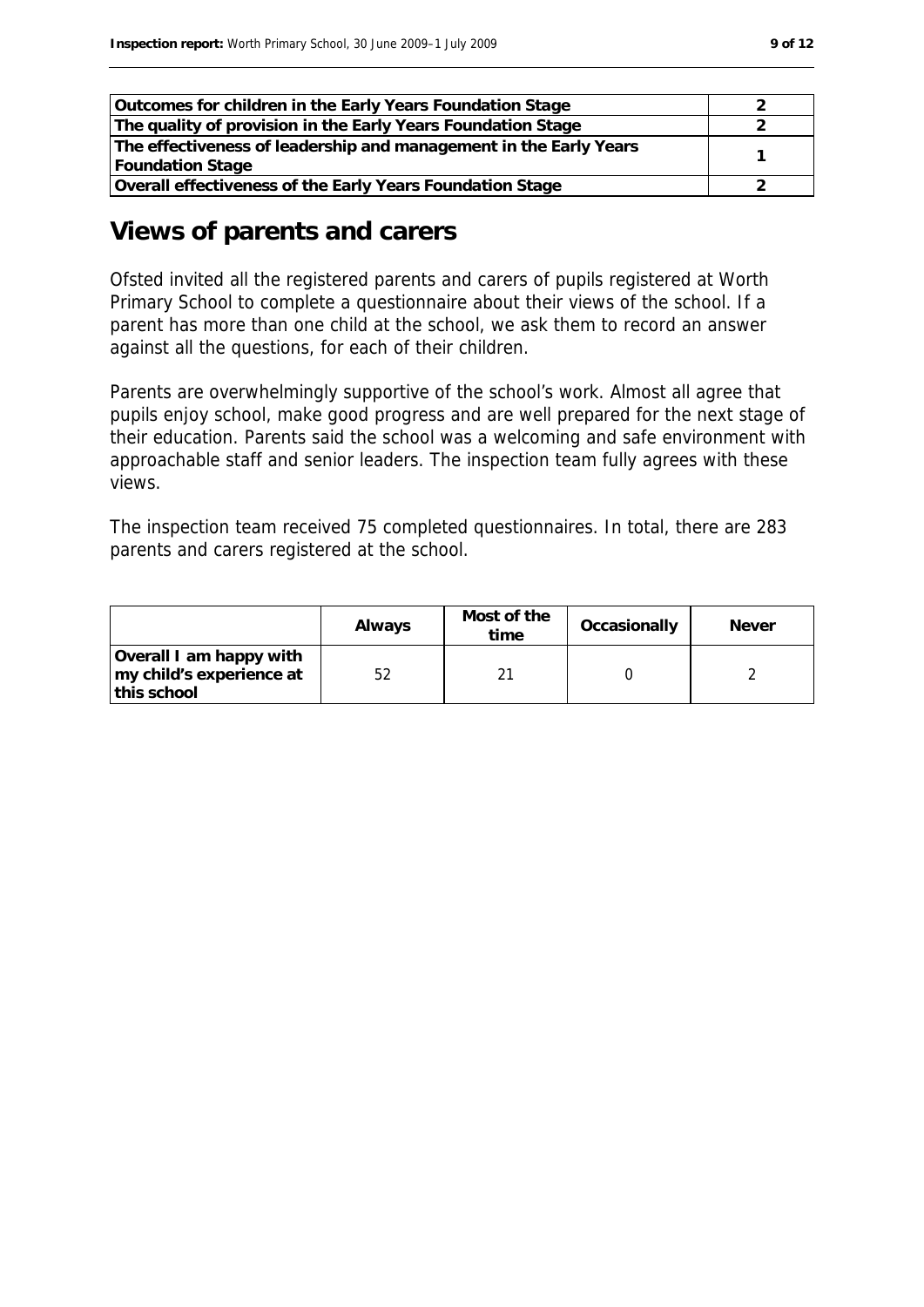| | |
|---|---|
| **Outcomes for children in the Early Years Foundation Stage** | 2 |
| **The quality of provision in the Early Years Foundation Stage** | 2 |
| **The effectiveness of leadership and management in the Early Years Foundation Stage** | 1 |
| **Overall effectiveness of the Early Years Foundation Stage** | 2 |

## Views of parents and carers

Ofsted invited all the registered parents and carers of pupils registered at Worth Primary School to complete a questionnaire about their views of the school. If a parent has more than one child at the school, we ask them to record an answer against all the questions, for each of their children.

Parents are overwhelmingly supportive of the school's work. Almost all agree that pupils enjoy school, make good progress and are well prepared for the next stage of their education. Parents said the school was a welcoming and safe environment with approachable staff and senior leaders. The inspection team fully agrees with these views.

The inspection team received 75 completed questionnaires. In total, there are 283 parents and carers registered at the school.

| | Always | Most of the time | Occasionally | Never |
|---|---|---|---|---|
| **Overall I am happy with my child's experience at this school** | 52 | 21 | 0 | 2 |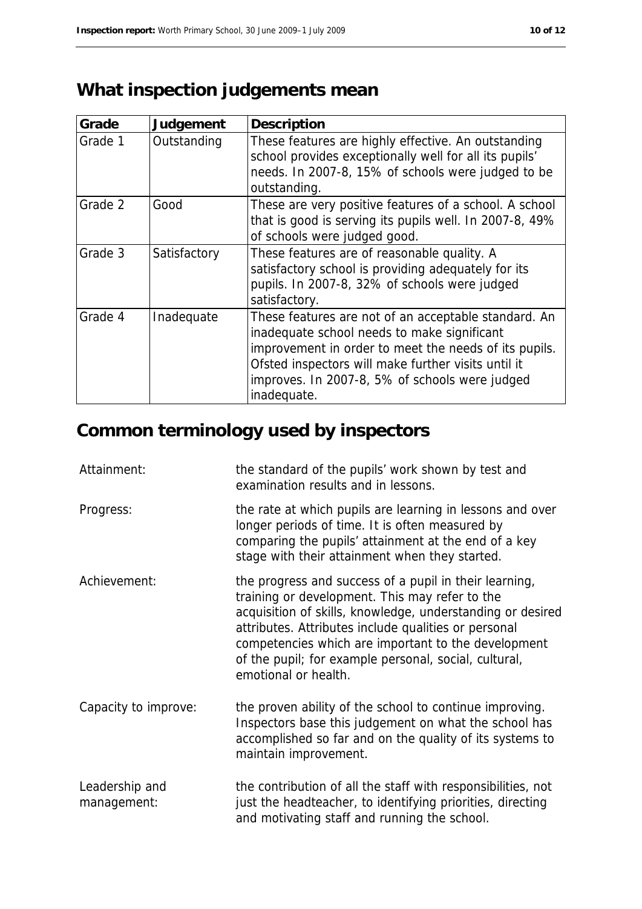## What inspection judgements mean

| Grade | Judgement | Description |
|---|---|---|
| Grade 1 | Outstanding | These features are highly effective. An outstanding school provides exceptionally well for all its pupils' needs. In 2007-8, 15% of schools were judged to be outstanding. |
| Grade 2 | Good | These are very positive features of a school. A school that is good is serving its pupils well. In 2007-8, 49% of schools were judged good. |
| Grade 3 | Satisfactory | These features are of reasonable quality. A satisfactory school is providing adequately for its pupils. In 2007-8, 32% of schools were judged satisfactory. |
| Grade 4 | Inadequate | These features are not of an acceptable standard. An inadequate school needs to make significant improvement in order to meet the needs of its pupils. Ofsted inspectors will make further visits until it improves. In 2007-8, 5% of schools were judged inadequate. |

## Common terminology used by inspectors

| | |
|---|---|
| Attainment: | the standard of the pupils' work shown by test and examination results and in lessons. |
| Progress: | the rate at which pupils are learning in lessons and over longer periods of time. It is often measured by comparing the pupils' attainment at the end of a key stage with their attainment when they started. |
| Achievement: | the progress and success of a pupil in their learning, training or development. This may refer to the acquisition of skills, knowledge, understanding or desired attributes. Attributes include qualities or personal competencies which are important to the development of the pupil; for example personal, social, cultural, emotional or health. |
| Capacity to improve: | the proven ability of the school to continue improving. Inspectors base this judgement on what the school has accomplished so far and on the quality of its systems to maintain improvement. |
| Leadership and management: | the contribution of all the staff with responsibilities, not just the headteacher, to identifying priorities, directing and motivating staff and running the school. |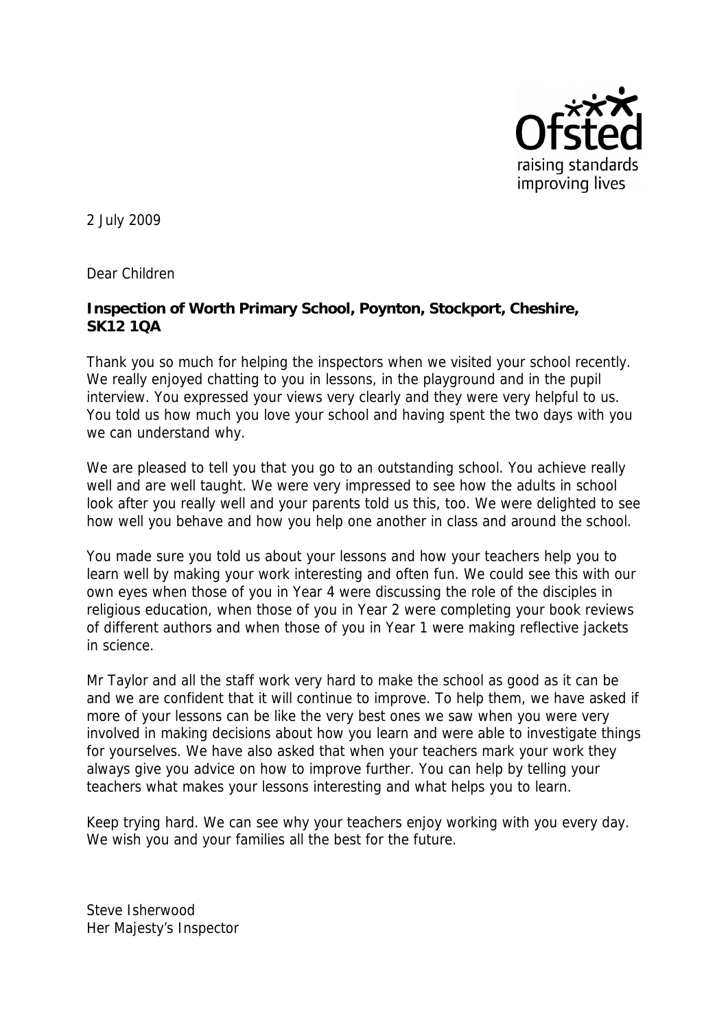2 July 2009

Dear Children

**Inspection of Worth Primary School, Poynton, Stockport, Cheshire, SK12 1QA**

Thank you so much for helping the inspectors when we visited your school recently. We really enjoyed chatting to you in lessons, in the playground and in the pupil interview. You expressed your views very clearly and they were very helpful to us. You told us how much you love your school and having spent the two days with you we can understand why.

We are pleased to tell you that you go to an outstanding school. You achieve really well and are well taught. We were very impressed to see how the adults in school look after you really well and your parents told us this, too. We were delighted to see how well you behave and how you help one another in class and around the school.

You made sure you told us about your lessons and how your teachers help you to learn well by making your work interesting and often fun. We could see this with our own eyes when those of you in Year 4 were discussing the role of the disciples in religious education, when those of you in Year 2 were completing your book reviews of different authors and when those of you in Year 1 were making reflective jackets in science.

Mr Taylor and all the staff work very hard to make the school as good as it can be and we are confident that it will continue to improve. To help them, we have asked if more of your lessons can be like the very best ones we saw when you were very involved in making decisions about how you learn and were able to investigate things for yourselves. We have also asked that when your teachers mark your work they always give you advice on how to improve further. You can help by telling your teachers what makes your lessons interesting and what helps you to learn.

Keep trying hard. We can see why your teachers enjoy working with you every day. We wish you and your families all the best for the future.

Steve Isherwood
Her Majesty's Inspector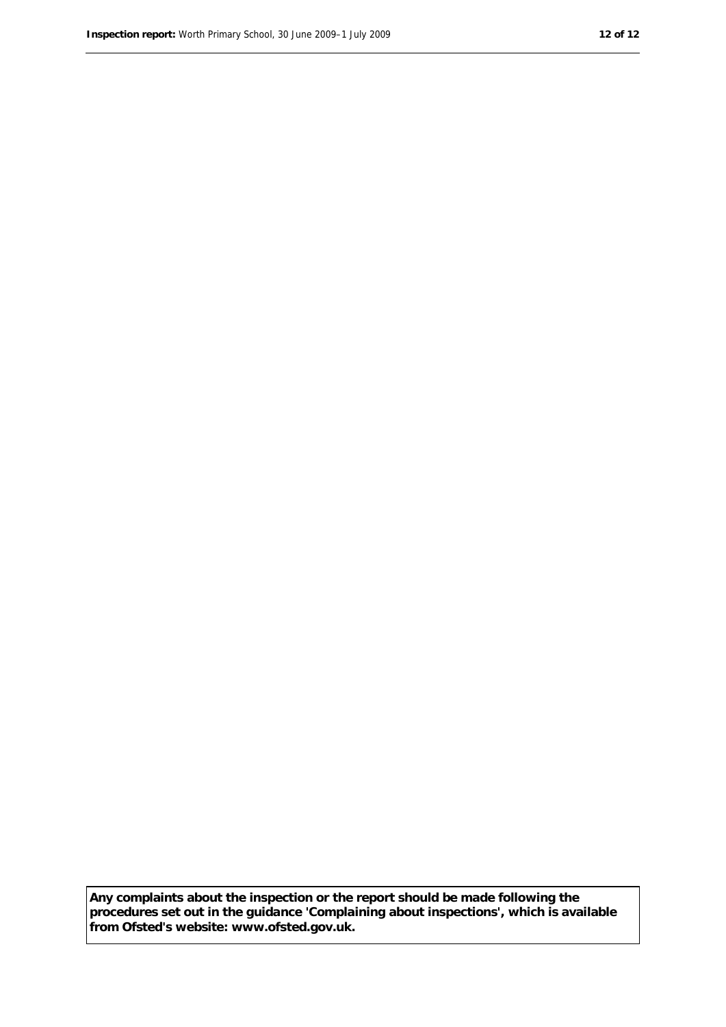**Any complaints about the inspection or the report should be made following the procedures set out in the guidance 'Complaining about inspections', which is available from Ofsted's website: www.ofsted.gov.uk.**